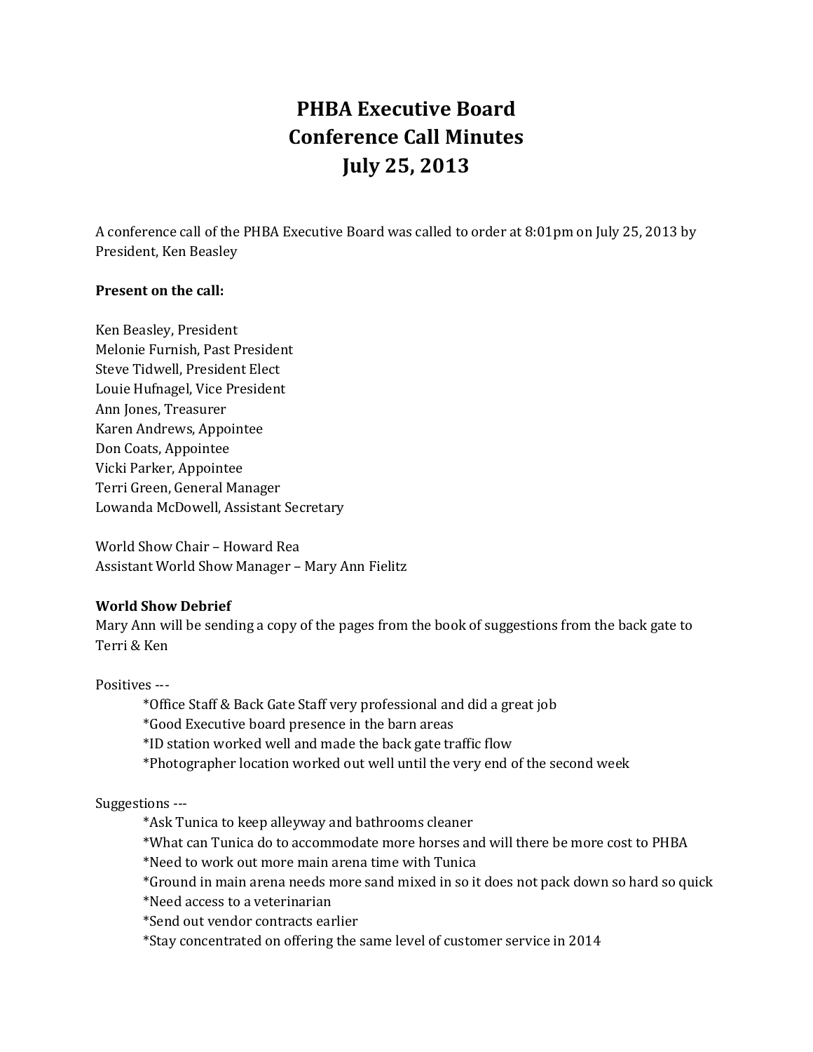# PHBA Executive Board
# Conference Call Minutes
# July 25, 2013

A conference call of the PHBA Executive Board was called to order at 8:01pm on July 25, 2013 by President, Ken Beasley

**Present on the call:**

Ken Beasley, President
Melonie Furnish, Past President
Steve Tidwell, President Elect
Louie Hufnagel, Vice President
Ann Jones, Treasurer
Karen Andrews, Appointee
Don Coats, Appointee
Vicki Parker, Appointee
Terri Green, General Manager
Lowanda McDowell, Assistant Secretary

World Show Chair – Howard Rea
Assistant World Show Manager – Mary Ann Fielitz

**World Show Debrief**
Mary Ann will be sending a copy of the pages from the book of suggestions from the back gate to Terri & Ken

Positives ---

*Office Staff & Back Gate Staff very professional and did a great job
*Good Executive board presence in the barn areas
*ID station worked well and made the back gate traffic flow
*Photographer location worked out well until the very end of the second week

Suggestions ---

*Ask Tunica to keep alleyway and bathrooms cleaner
*What can Tunica do to accommodate more horses and will there be more cost to PHBA
*Need to work out more main arena time with Tunica
*Ground in main arena needs more sand mixed in so it does not pack down so hard so quick
*Need access to a veterinarian
*Send out vendor contracts earlier
*Stay concentrated on offering the same level of customer service in 2014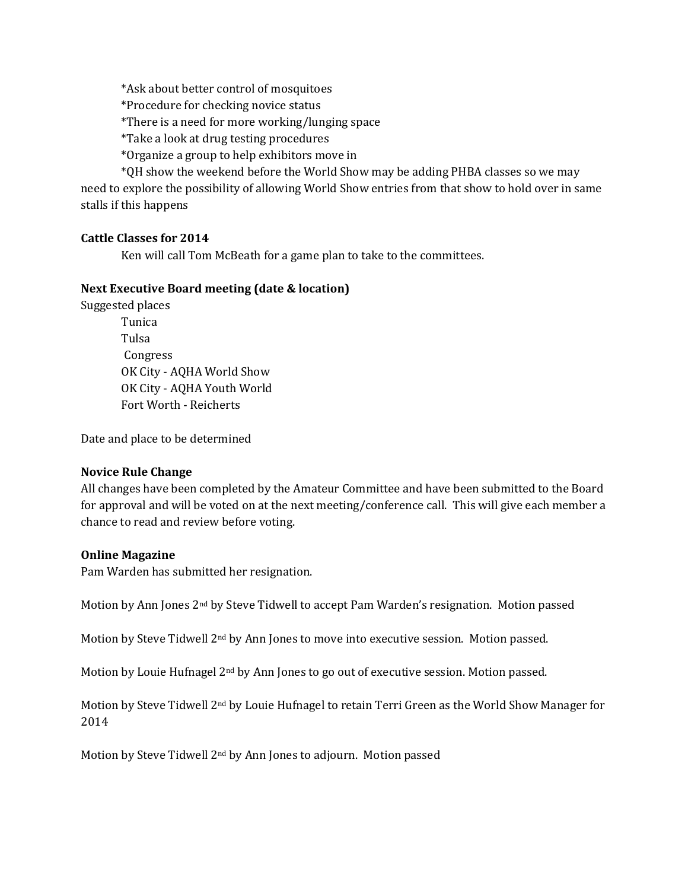*Ask about better control of mosquitoes

*Procedure for checking novice status

*There is a need for more working/lunging space

*Take a look at drug testing procedures

*Organize a group to help exhibitors move in

*QH show the weekend before the World Show may be adding PHBA classes so we may need to explore the possibility of allowing World Show entries from that show to hold over in same stalls if this happens

**Cattle Classes for 2014**

Ken will call Tom McBeath for a game plan to take to the committees.

**Next Executive Board meeting (date & location)**

Suggested places

Tunica
Tulsa
Congress
OK City - AQHA World Show
OK City - AQHA Youth World
Fort Worth - Reicherts

Date and place to be determined

**Novice Rule Change**

All changes have been completed by the Amateur Committee and have been submitted to the Board for approval and will be voted on at the next meeting/conference call. This will give each member a chance to read and review before voting.

**Online Magazine**

Pam Warden has submitted her resignation.

Motion by Ann Jones 2nd by Steve Tidwell to accept Pam Warden's resignation. Motion passed

Motion by Steve Tidwell 2nd by Ann Jones to move into executive session. Motion passed.

Motion by Louie Hufnagel 2nd by Ann Jones to go out of executive session. Motion passed.

Motion by Steve Tidwell 2nd by Louie Hufnagel to retain Terri Green as the World Show Manager for 2014

Motion by Steve Tidwell 2nd by Ann Jones to adjourn. Motion passed